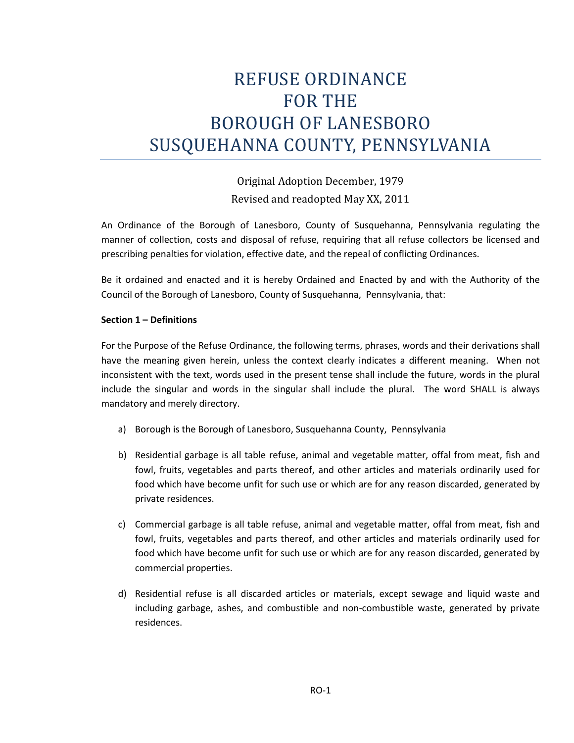# REFUSE ORDINANCE
# FOR THE
# BOROUGH OF LANESBORO
# SUSQUEHANNA COUNTY, PENNSYLVANIA

Original Adoption December, 1979

Revised and readopted May XX, 2011

An Ordinance of the Borough of Lanesboro, County of Susquehanna, Pennsylvania regulating the manner of collection, costs and disposal of refuse, requiring that all refuse collectors be licensed and prescribing penalties for violation, effective date, and the repeal of conflicting Ordinances.

Be it ordained and enacted and it is hereby Ordained and Enacted by and with the Authority of the Council of the Borough of Lanesboro, County of Susquehanna, Pennsylvania, that:

**Section 1 – Definitions**

For the Purpose of the Refuse Ordinance, the following terms, phrases, words and their derivations shall have the meaning given herein, unless the context clearly indicates a different meaning. When not inconsistent with the text, words used in the present tense shall include the future, words in the plural include the singular and words in the singular shall include the plural. The word SHALL is always mandatory and merely directory.

a) Borough is the Borough of Lanesboro, Susquehanna County, Pennsylvania

b) Residential garbage is all table refuse, animal and vegetable matter, offal from meat, fish and fowl, fruits, vegetables and parts thereof, and other articles and materials ordinarily used for food which have become unfit for such use or which are for any reason discarded, generated by private residences.

c) Commercial garbage is all table refuse, animal and vegetable matter, offal from meat, fish and fowl, fruits, vegetables and parts thereof, and other articles and materials ordinarily used for food which have become unfit for such use or which are for any reason discarded, generated by commercial properties.

d) Residential refuse is all discarded articles or materials, except sewage and liquid waste and including garbage, ashes, and combustible and non-combustible waste, generated by private residences.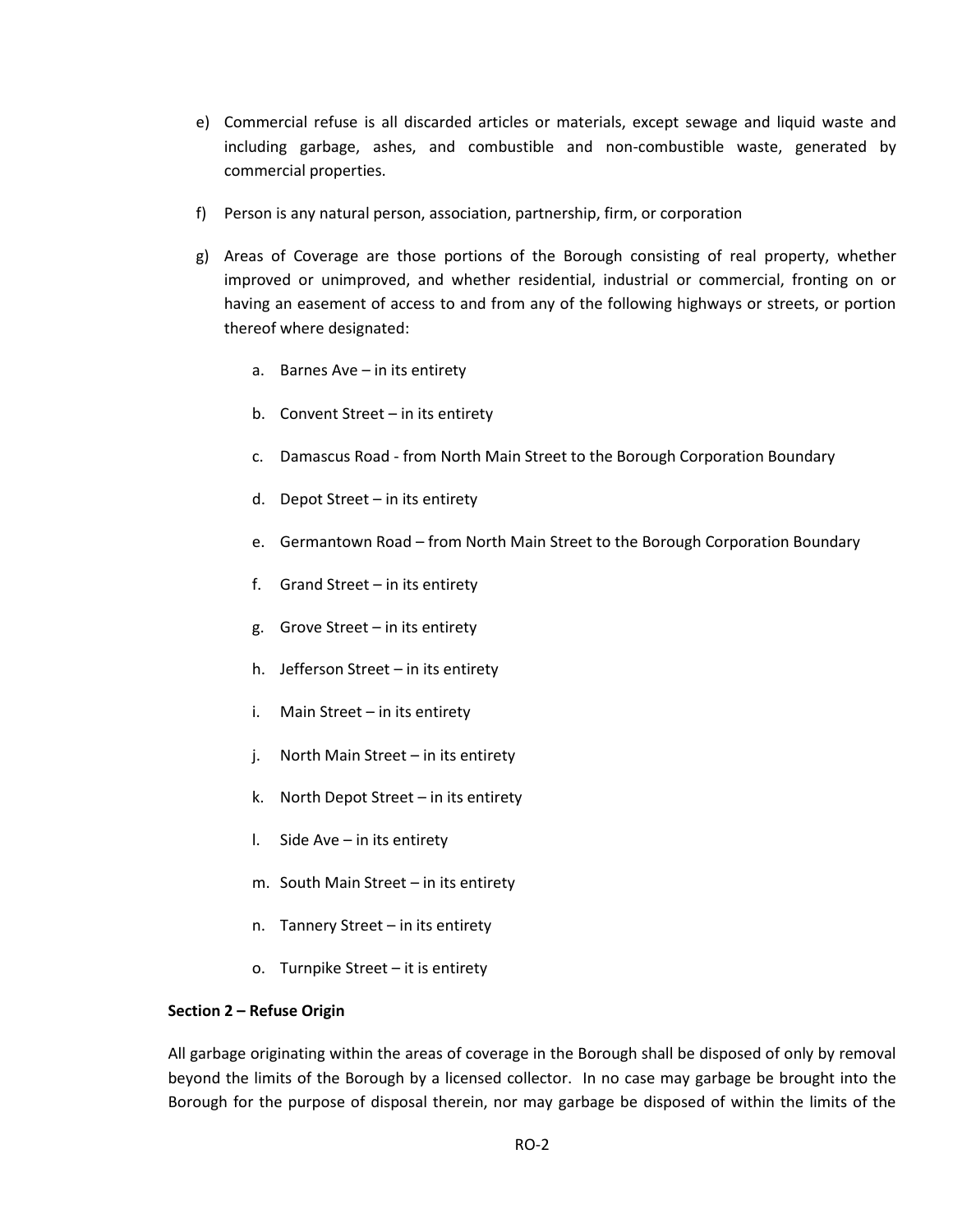e) Commercial refuse is all discarded articles or materials, except sewage and liquid waste and including garbage, ashes, and combustible and non-combustible waste, generated by commercial properties.

f) Person is any natural person, association, partnership, firm, or corporation

g) Areas of Coverage are those portions of the Borough consisting of real property, whether improved or unimproved, and whether residential, industrial or commercial, fronting on or having an easement of access to and from any of the following highways or streets, or portion thereof where designated:

   a. Barnes Ave – in its entirety

   b. Convent Street – in its entirety

   c. Damascus Road - from North Main Street to the Borough Corporation Boundary

   d. Depot Street – in its entirety

   e. Germantown Road – from North Main Street to the Borough Corporation Boundary

   f. Grand Street – in its entirety

   g. Grove Street – in its entirety

   h. Jefferson Street – in its entirety

   i. Main Street – in its entirety

   j. North Main Street – in its entirety

   k. North Depot Street – in its entirety

   l. Side Ave – in its entirety

   m. South Main Street – in its entirety

   n. Tannery Street – in its entirety

   o. Turnpike Street – it is entirety

**Section 2 – Refuse Origin**

All garbage originating within the areas of coverage in the Borough shall be disposed of only by removal beyond the limits of the Borough by a licensed collector. In no case may garbage be brought into the Borough for the purpose of disposal therein, nor may garbage be disposed of within the limits of the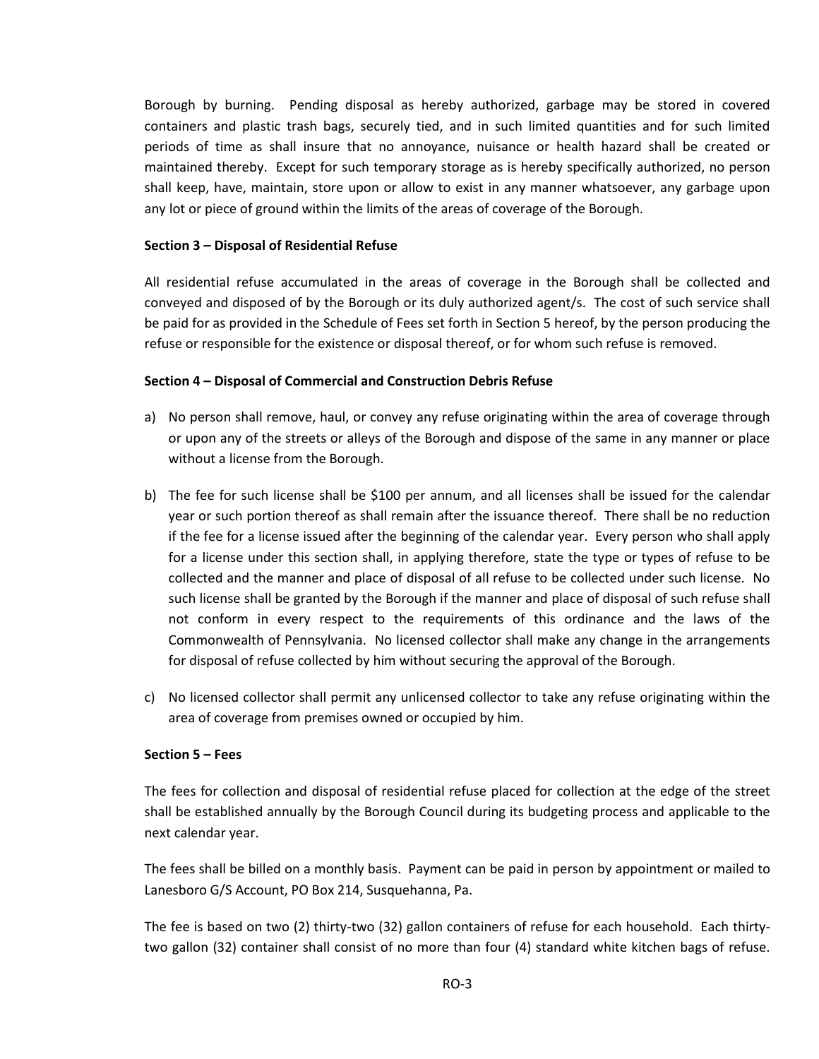Borough by burning. Pending disposal as hereby authorized, garbage may be stored in covered containers and plastic trash bags, securely tied, and in such limited quantities and for such limited periods of time as shall insure that no annoyance, nuisance or health hazard shall be created or maintained thereby. Except for such temporary storage as is hereby specifically authorized, no person shall keep, have, maintain, store upon or allow to exist in any manner whatsoever, any garbage upon any lot or piece of ground within the limits of the areas of coverage of the Borough.

**Section 3 – Disposal of Residential Refuse**

All residential refuse accumulated in the areas of coverage in the Borough shall be collected and conveyed and disposed of by the Borough or its duly authorized agent/s. The cost of such service shall be paid for as provided in the Schedule of Fees set forth in Section 5 hereof, by the person producing the refuse or responsible for the existence or disposal thereof, or for whom such refuse is removed.

**Section 4 – Disposal of Commercial and Construction Debris Refuse**

a) No person shall remove, haul, or convey any refuse originating within the area of coverage through or upon any of the streets or alleys of the Borough and dispose of the same in any manner or place without a license from the Borough.

b) The fee for such license shall be $100 per annum, and all licenses shall be issued for the calendar year or such portion thereof as shall remain after the issuance thereof. There shall be no reduction if the fee for a license issued after the beginning of the calendar year. Every person who shall apply for a license under this section shall, in applying therefore, state the type or types of refuse to be collected and the manner and place of disposal of all refuse to be collected under such license. No such license shall be granted by the Borough if the manner and place of disposal of such refuse shall not conform in every respect to the requirements of this ordinance and the laws of the Commonwealth of Pennsylvania. No licensed collector shall make any change in the arrangements for disposal of refuse collected by him without securing the approval of the Borough.

c) No licensed collector shall permit any unlicensed collector to take any refuse originating within the area of coverage from premises owned or occupied by him.

**Section 5 – Fees**

The fees for collection and disposal of residential refuse placed for collection at the edge of the street shall be established annually by the Borough Council during its budgeting process and applicable to the next calendar year.

The fees shall be billed on a monthly basis. Payment can be paid in person by appointment or mailed to Lanesboro G/S Account, PO Box 214, Susquehanna, Pa.

The fee is based on two (2) thirty-two (32) gallon containers of refuse for each household. Each thirty-two gallon (32) container shall consist of no more than four (4) standard white kitchen bags of refuse.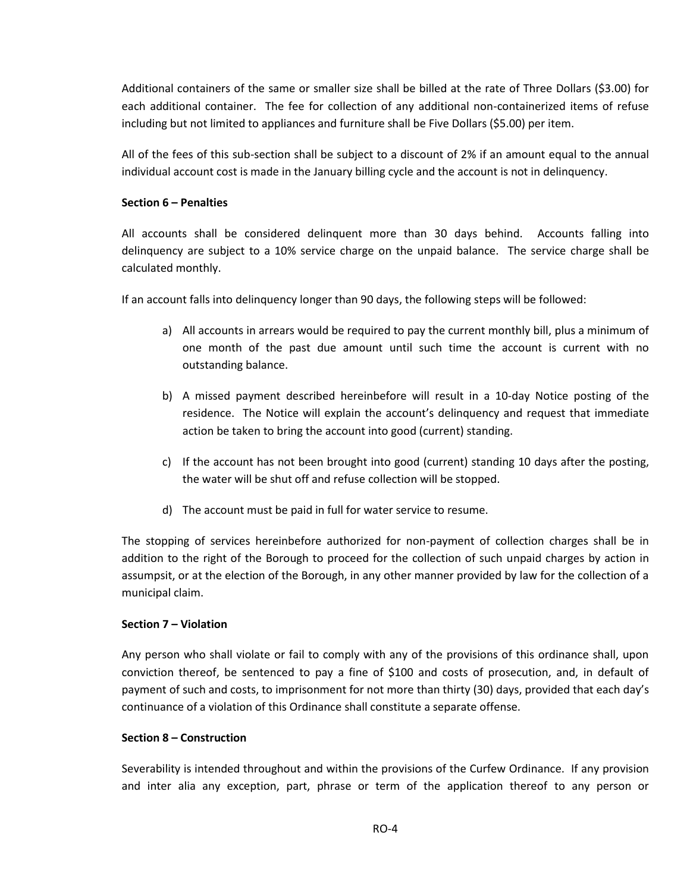Additional containers of the same or smaller size shall be billed at the rate of Three Dollars ($3.00) for each additional container. The fee for collection of any additional non-containerized items of refuse including but not limited to appliances and furniture shall be Five Dollars ($5.00) per item.

All of the fees of this sub-section shall be subject to a discount of 2% if an amount equal to the annual individual account cost is made in the January billing cycle and the account is not in delinquency.

**Section 6 – Penalties**

All accounts shall be considered delinquent more than 30 days behind. Accounts falling into delinquency are subject to a 10% service charge on the unpaid balance. The service charge shall be calculated monthly.

If an account falls into delinquency longer than 90 days, the following steps will be followed:

a) All accounts in arrears would be required to pay the current monthly bill, plus a minimum of one month of the past due amount until such time the account is current with no outstanding balance.

b) A missed payment described hereinbefore will result in a 10-day Notice posting of the residence. The Notice will explain the account's delinquency and request that immediate action be taken to bring the account into good (current) standing.

c) If the account has not been brought into good (current) standing 10 days after the posting, the water will be shut off and refuse collection will be stopped.

d) The account must be paid in full for water service to resume.

The stopping of services hereinbefore authorized for non-payment of collection charges shall be in addition to the right of the Borough to proceed for the collection of such unpaid charges by action in assumpsit, or at the election of the Borough, in any other manner provided by law for the collection of a municipal claim.

**Section 7 – Violation**

Any person who shall violate or fail to comply with any of the provisions of this ordinance shall, upon conviction thereof, be sentenced to pay a fine of $100 and costs of prosecution, and, in default of payment of such and costs, to imprisonment for not more than thirty (30) days, provided that each day's continuance of a violation of this Ordinance shall constitute a separate offense.

**Section 8 – Construction**

Severability is intended throughout and within the provisions of the Curfew Ordinance. If any provision and inter alia any exception, part, phrase or term of the application thereof to any person or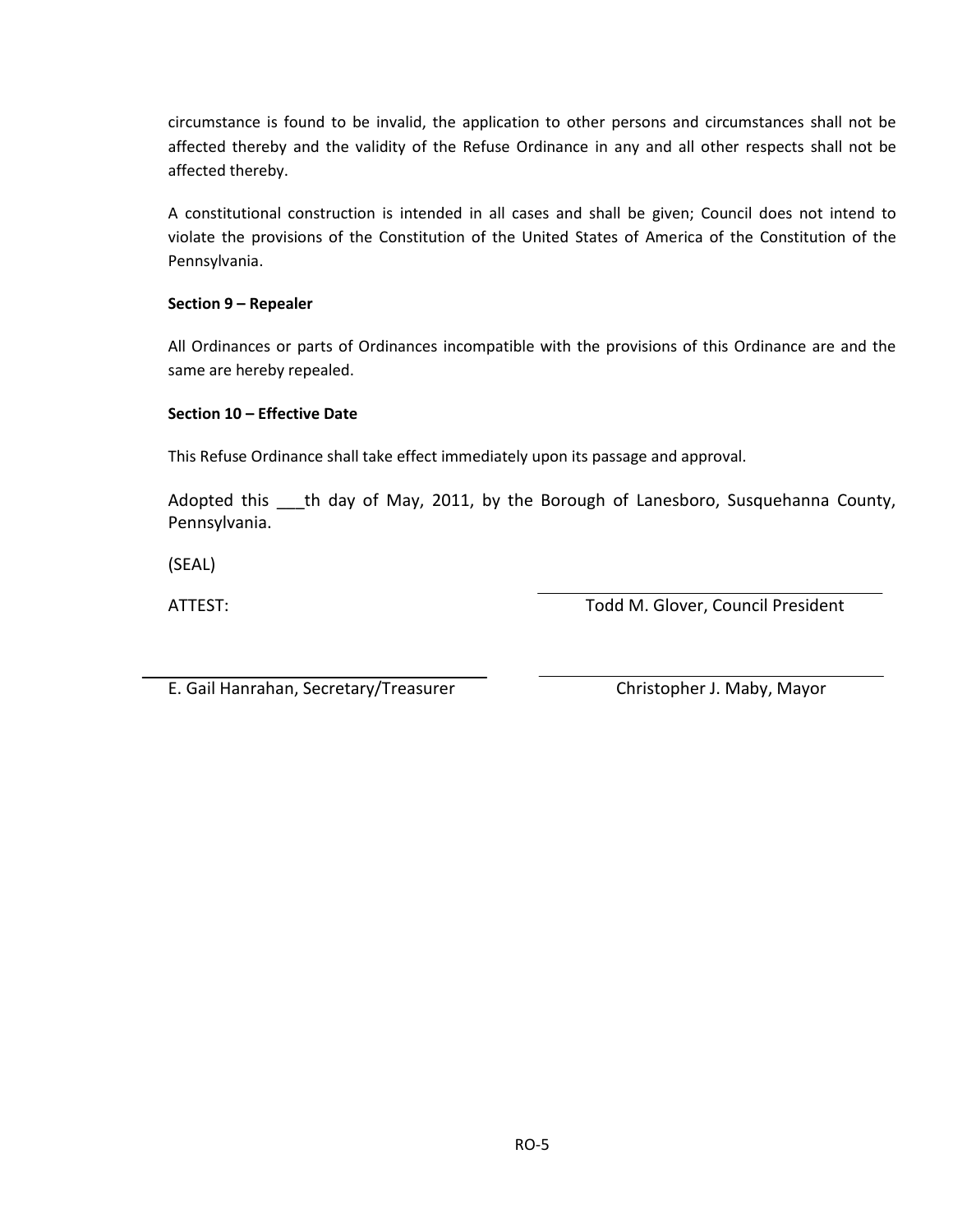circumstance is found to be invalid, the application to other persons and circumstances shall not be affected thereby and the validity of the Refuse Ordinance in any and all other respects shall not be affected thereby.

A constitutional construction is intended in all cases and shall be given; Council does not intend to violate the provisions of the Constitution of the United States of America of the Constitution of the Pennsylvania.

**Section 9 – Repealer**

All Ordinances or parts of Ordinances incompatible with the provisions of this Ordinance are and the same are hereby repealed.

**Section 10 – Effective Date**

This Refuse Ordinance shall take effect immediately upon its passage and approval.

Adopted this ___th day of May, 2011, by the Borough of Lanesboro, Susquehanna County, Pennsylvania.

(SEAL)

ATTEST:

\_\_\_\_\_\_\_\_\_\_\_\_\_\_\_\_\_\_\_\_\_\_\_\_\_\_\_\_\_\_\_\_\_\_\_\_
Todd M. Glover, Council President

\_\_\_\_\_\_\_\_\_\_\_\_\_\_\_\_\_\_\_\_\_\_\_\_\_\_\_\_\_\_\_\_\_\_\_\_
E. Gail Hanrahan, Secretary/Treasurer

\_\_\_\_\_\_\_\_\_\_\_\_\_\_\_\_\_\_\_\_\_\_\_\_\_\_\_\_\_\_\_\_\_\_\_\_
Christopher J. Maby, Mayor